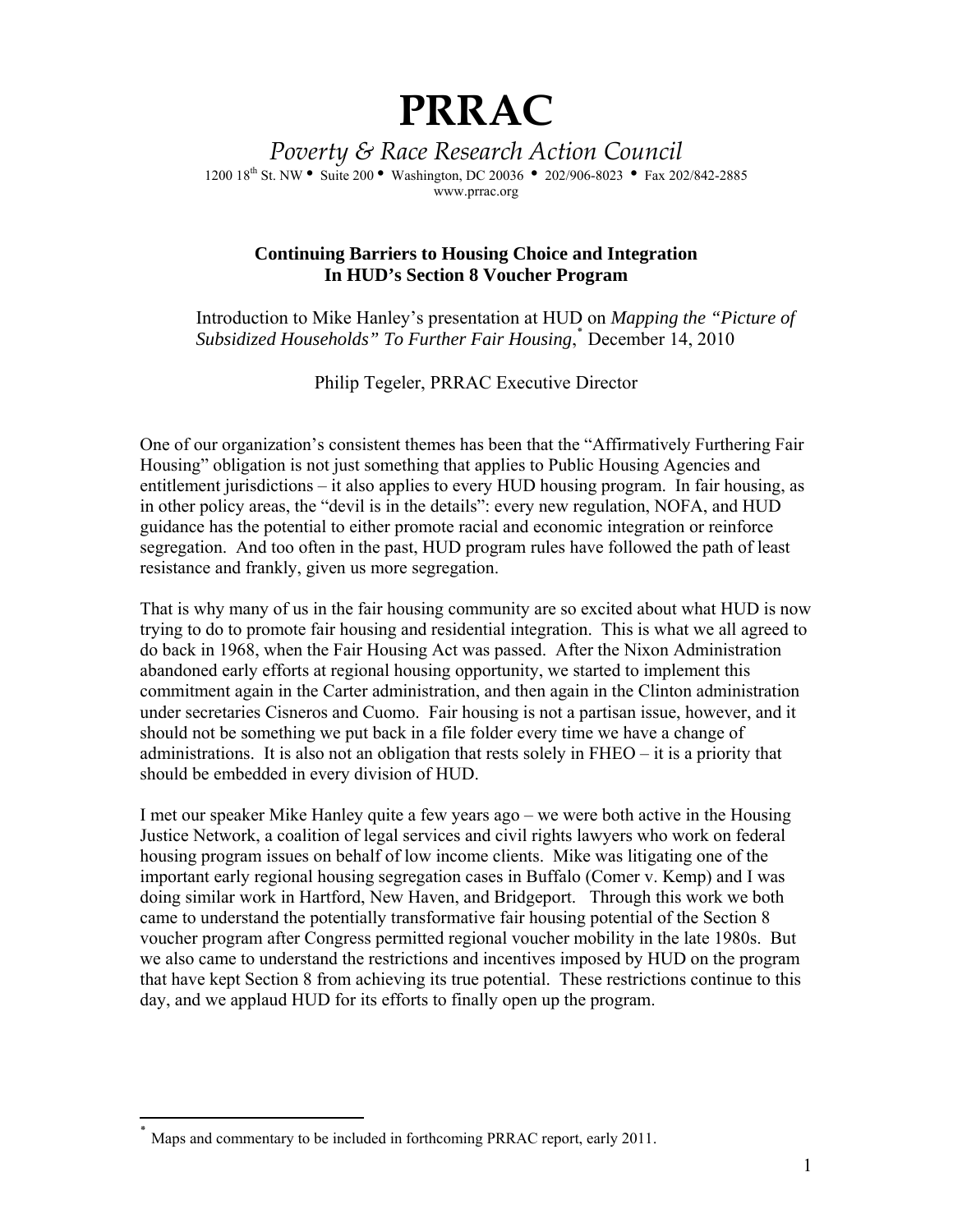# PRRAC

*Poverty & Race Research Action Council*

1200 18th St. NW • Suite 200 • Washington, DC 20036 • 202/906-8023 • Fax 202/842-2885
www.prrac.org

**Continuing Barriers to Housing Choice and Integration In HUD's Section 8 Voucher Program**

Introduction to Mike Hanley's presentation at HUD on *Mapping the "Picture of Subsidized Households" To Further Fair Housing*,* December 14, 2010

Philip Tegeler, PRRAC Executive Director

One of our organization's consistent themes has been that the "Affirmatively Furthering Fair Housing" obligation is not just something that applies to Public Housing Agencies and entitlement jurisdictions – it also applies to every HUD housing program. In fair housing, as in other policy areas, the "devil is in the details": every new regulation, NOFA, and HUD guidance has the potential to either promote racial and economic integration or reinforce segregation. And too often in the past, HUD program rules have followed the path of least resistance and frankly, given us more segregation.

That is why many of us in the fair housing community are so excited about what HUD is now trying to do to promote fair housing and residential integration. This is what we all agreed to do back in 1968, when the Fair Housing Act was passed. After the Nixon Administration abandoned early efforts at regional housing opportunity, we started to implement this commitment again in the Carter administration, and then again in the Clinton administration under secretaries Cisneros and Cuomo. Fair housing is not a partisan issue, however, and it should not be something we put back in a file folder every time we have a change of administrations. It is also not an obligation that rests solely in FHEO – it is a priority that should be embedded in every division of HUD.

I met our speaker Mike Hanley quite a few years ago – we were both active in the Housing Justice Network, a coalition of legal services and civil rights lawyers who work on federal housing program issues on behalf of low income clients. Mike was litigating one of the important early regional housing segregation cases in Buffalo (Comer v. Kemp) and I was doing similar work in Hartford, New Haven, and Bridgeport. Through this work we both came to understand the potentially transformative fair housing potential of the Section 8 voucher program after Congress permitted regional voucher mobility in the late 1980s. But we also came to understand the restrictions and incentives imposed by HUD on the program that have kept Section 8 from achieving its true potential. These restrictions continue to this day, and we applaud HUD for its efforts to finally open up the program.

---

* Maps and commentary to be included in forthcoming PRRAC report, early 2011.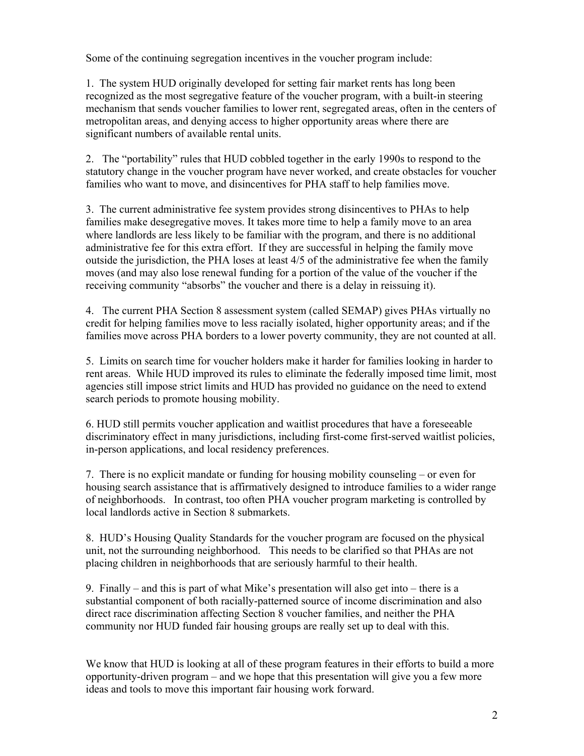Some of the continuing segregation incentives in the voucher program include:

1. The system HUD originally developed for setting fair market rents has long been recognized as the most segregative feature of the voucher program, with a built-in steering mechanism that sends voucher families to lower rent, segregated areas, often in the centers of metropolitan areas, and denying access to higher opportunity areas where there are significant numbers of available rental units.

2. The "portability" rules that HUD cobbled together in the early 1990s to respond to the statutory change in the voucher program have never worked, and create obstacles for voucher families who want to move, and disincentives for PHA staff to help families move.

3. The current administrative fee system provides strong disincentives to PHAs to help families make desegregative moves. It takes more time to help a family move to an area where landlords are less likely to be familiar with the program, and there is no additional administrative fee for this extra effort. If they are successful in helping the family move outside the jurisdiction, the PHA loses at least 4/5 of the administrative fee when the family moves (and may also lose renewal funding for a portion of the value of the voucher if the receiving community "absorbs" the voucher and there is a delay in reissuing it).

4. The current PHA Section 8 assessment system (called SEMAP) gives PHAs virtually no credit for helping families move to less racially isolated, higher opportunity areas; and if the families move across PHA borders to a lower poverty community, they are not counted at all.

5. Limits on search time for voucher holders make it harder for families looking in harder to rent areas. While HUD improved its rules to eliminate the federally imposed time limit, most agencies still impose strict limits and HUD has provided no guidance on the need to extend search periods to promote housing mobility.

6. HUD still permits voucher application and waitlist procedures that have a foreseeable discriminatory effect in many jurisdictions, including first-come first-served waitlist policies, in-person applications, and local residency preferences.

7. There is no explicit mandate or funding for housing mobility counseling – or even for housing search assistance that is affirmatively designed to introduce families to a wider range of neighborhoods. In contrast, too often PHA voucher program marketing is controlled by local landlords active in Section 8 submarkets.

8. HUD's Housing Quality Standards for the voucher program are focused on the physical unit, not the surrounding neighborhood. This needs to be clarified so that PHAs are not placing children in neighborhoods that are seriously harmful to their health.

9. Finally – and this is part of what Mike's presentation will also get into – there is a substantial component of both racially-patterned source of income discrimination and also direct race discrimination affecting Section 8 voucher families, and neither the PHA community nor HUD funded fair housing groups are really set up to deal with this.

We know that HUD is looking at all of these program features in their efforts to build a more opportunity-driven program – and we hope that this presentation will give you a few more ideas and tools to move this important fair housing work forward.